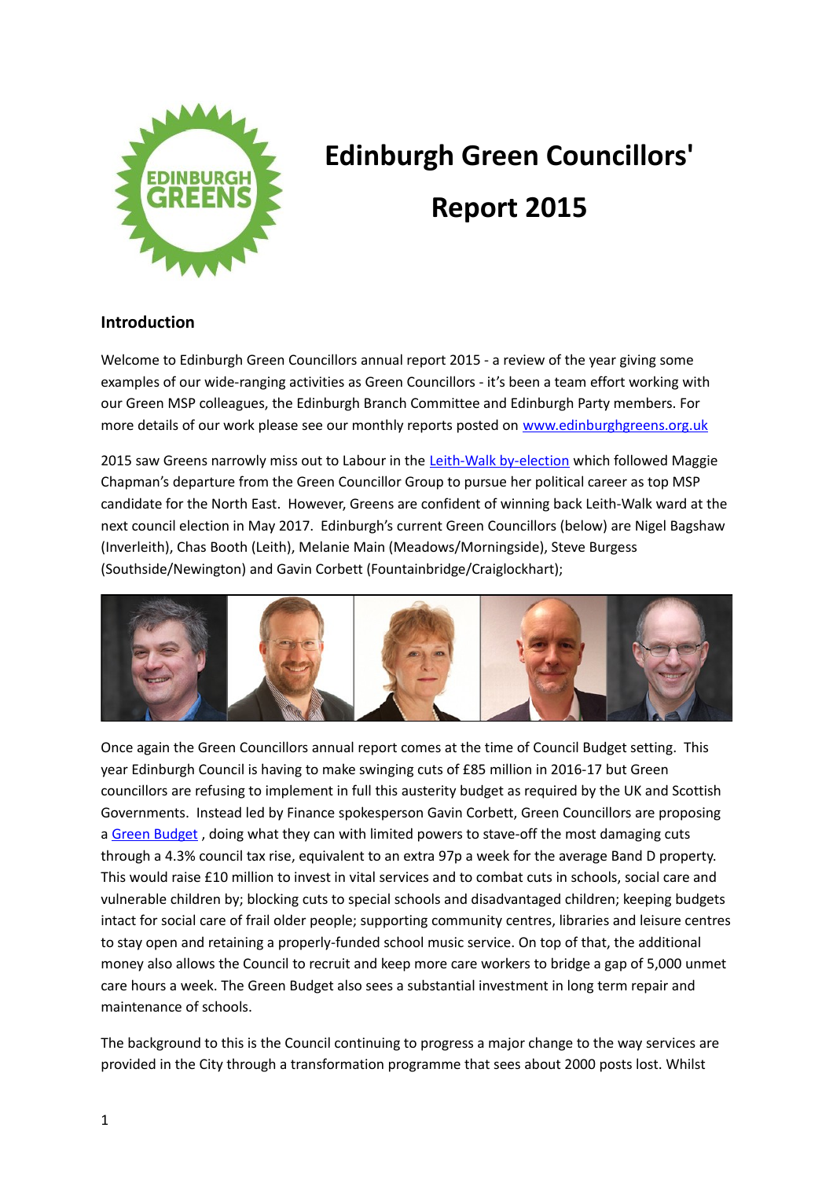# Edinburgh Green Councillors' Report 2015

## Introduction

Welcome to Edinburgh Green Councillors annual report 2015 - a review of the year giving some examples of our wide-ranging activities as Green Councillors - it's been a team effort working with our Green MSP colleagues, the Edinburgh Branch Committee and Edinburgh Party members. For more details of our work please see our monthly reports posted on [www.edinburghgreens.org.uk](www.edinburghgreens.org.uk)

2015 saw Greens narrowly miss out to Labour in the [Leith-Walk by-election](Leith-Walk by-election) which followed Maggie Chapman's departure from the Green Councillor Group to pursue her political career as top MSP candidate for the North East. However, Greens are confident of winning back Leith-Walk ward at the next council election in May 2017. Edinburgh's current Green Councillors (below) are Nigel Bagshaw (Inverleith), Chas Booth (Leith), Melanie Main (Meadows/Morningside), Steve Burgess (Southside/Newington) and Gavin Corbett (Fountainbridge/Craiglockhart);

Once again the Green Councillors annual report comes at the time of Council Budget setting. This year Edinburgh Council is having to make swinging cuts of £85 million in 2016-17 but Green councillors are refusing to implement in full this austerity budget as required by the UK and Scottish Governments. Instead led by Finance spokesperson Gavin Corbett, Green Councillors are proposing a [Green Budget](Green Budget) , doing what they can with limited powers to stave-off the most damaging cuts through a 4.3% council tax rise, equivalent to an extra 97p a week for the average Band D property. This would raise £10 million to invest in vital services and to combat cuts in schools, social care and vulnerable children by; blocking cuts to special schools and disadvantaged children; keeping budgets intact for social care of frail older people; supporting community centres, libraries and leisure centres to stay open and retaining a properly-funded school music service. On top of that, the additional money also allows the Council to recruit and keep more care workers to bridge a gap of 5,000 unmet care hours a week. The Green Budget also sees a substantial investment in long term repair and maintenance of schools.

The background to this is the Council continuing to progress a major change to the way services are provided in the City through a transformation programme that sees about 2000 posts lost. Whilst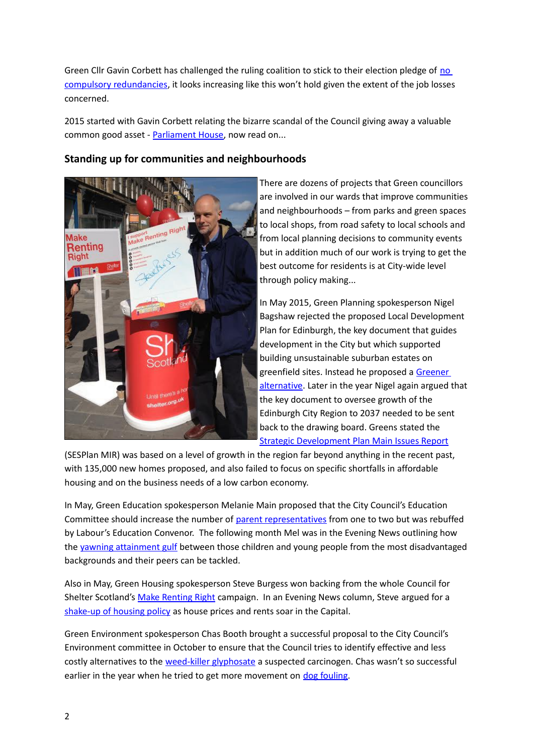Green Cllr Gavin Corbett has challenged the ruling coalition to stick to their election pledge of no compulsory redundancies, it looks increasing like this won't hold given the extent of the job losses concerned.

2015 started with Gavin Corbett relating the bizarre scandal of the Council giving away a valuable common good asset - Parliament House, now read on...

### Standing up for communities and neighbourhoods

There are dozens of projects that Green councillors are involved in our wards that improve communities and neighbourhoods – from parks and green spaces to local shops, from road safety to local schools and from local planning decisions to community events but in addition much of our work is trying to get the best outcome for residents is at City-wide level through policy making...

In May 2015, Green Planning spokesperson Nigel Bagshaw rejected the proposed Local Development Plan for Edinburgh, the key document that guides development in the City but which supported building unsustainable suburban estates on greenfield sites. Instead he proposed a Greener alternative. Later in the year Nigel again argued that the key document to oversee growth of the Edinburgh City Region to 2037 needed to be sent back to the drawing board. Greens stated the Strategic Development Plan Main Issues Report (SESPlan MIR) was based on a level of growth in the region far beyond anything in the recent past, with 135,000 new homes proposed, and also failed to focus on specific shortfalls in affordable housing and on the business needs of a low carbon economy.

In May, Green Education spokesperson Melanie Main proposed that the City Council's Education Committee should increase the number of parent representatives from one to two but was rebuffed by Labour's Education Convenor. The following month Mel was in the Evening News outlining how the yawning attainment gulf between those children and young people from the most disadvantaged backgrounds and their peers can be tackled.

Also in May, Green Housing spokesperson Steve Burgess won backing from the whole Council for Shelter Scotland's Make Renting Right campaign. In an Evening News column, Steve argued for a shake-up of housing policy as house prices and rents soar in the Capital.

Green Environment spokesperson Chas Booth brought a successful proposal to the City Council's Environment committee in October to ensure that the Council tries to identify effective and less costly alternatives to the weed-killer glyphosate a suspected carcinogen. Chas wasn't so successful earlier in the year when he tried to get more movement on dog fouling.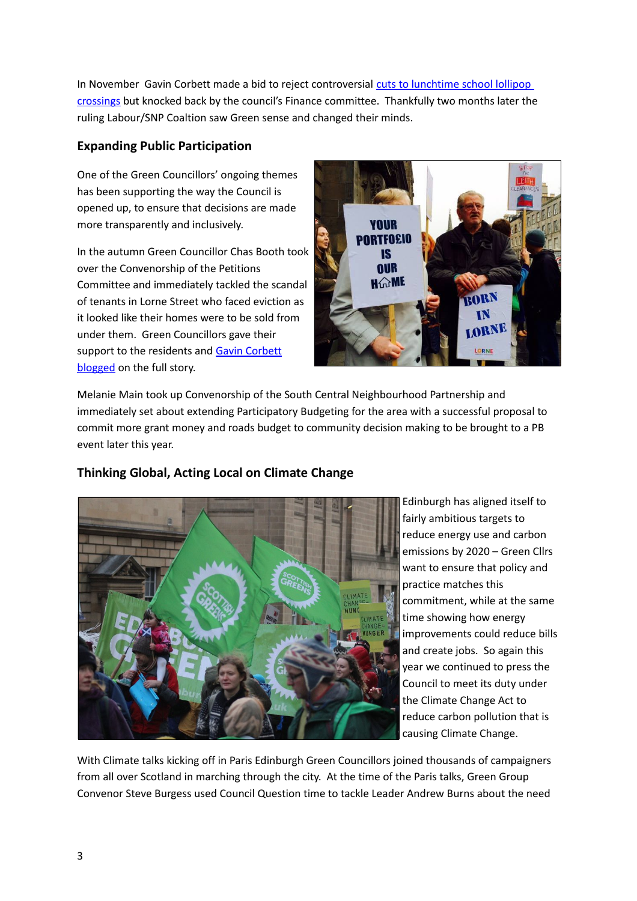In November  Gavin Corbett made a bid to reject controversial cuts to lunchtime school lollipop crossings but knocked back by the council's Finance committee.  Thankfully two months later the ruling Labour/SNP Coaltion saw Green sense and changed their minds.

### Expanding Public Participation

One of the Green Councillors' ongoing themes has been supporting the way the Council is opened up, to ensure that decisions are made more transparently and inclusively.

In the autumn Green Councillor Chas Booth took over the Convenorship of the Petitions Committee and immediately tackled the scandal of tenants in Lorne Street who faced eviction as it looked like their homes were to be sold from under them.  Green Councillors gave their support to the residents and Gavin Corbett blogged on the full story.

Melanie Main took up Convenorship of the South Central Neighbourhood Partnership and immediately set about extending Participatory Budgeting for the area with a successful proposal to commit more grant money and roads budget to community decision making to be brought to a PB event later this year.

### Thinking Global, Acting Local on Climate Change

Edinburgh has aligned itself to fairly ambitious targets to reduce energy use and carbon emissions by 2020 – Green Cllrs want to ensure that policy and practice matches this commitment, while at the same time showing how energy improvements could reduce bills and create jobs.  So again this year we continued to press the Council to meet its duty under the Climate Change Act to reduce carbon pollution that is causing Climate Change.

With Climate talks kicking off in Paris Edinburgh Green Councillors joined thousands of campaigners from all over Scotland in marching through the city.  At the time of the Paris talks, Green Group Convenor Steve Burgess used Council Question time to tackle Leader Andrew Burns about the need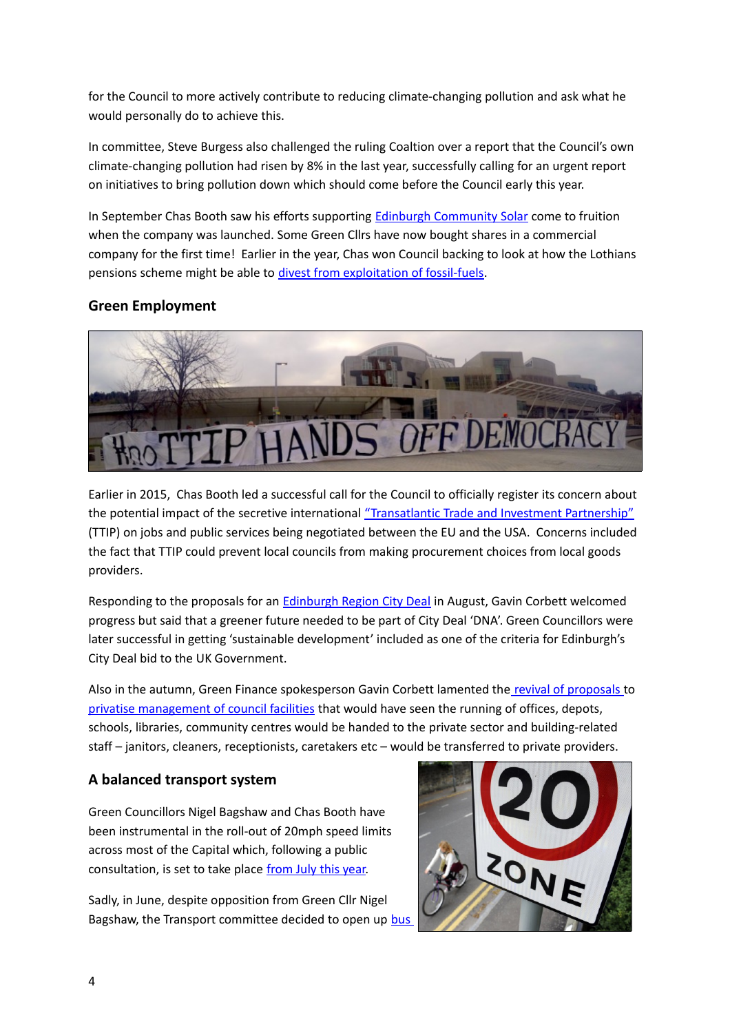for the Council to more actively contribute to reducing climate-changing pollution and ask what he would personally do to achieve this.

In committee, Steve Burgess also challenged the ruling Coaltion over a report that the Council's own climate-changing pollution had risen by 8% in the last year, successfully calling for an urgent report on initiatives to bring pollution down which should come before the Council early this year.

In September Chas Booth saw his efforts supporting Edinburgh Community Solar come to fruition when the company was launched. Some Green Cllrs have now bought shares in a commercial company for the first time! Earlier in the year, Chas won Council backing to look at how the Lothians pensions scheme might be able to divest from exploitation of fossil-fuels.

## Green Employment

Earlier in 2015, Chas Booth led a successful call for the Council to officially register its concern about the potential impact of the secretive international "Transatlantic Trade and Investment Partnership" (TTIP) on jobs and public services being negotiated between the EU and the USA. Concerns included the fact that TTIP could prevent local councils from making procurement choices from local goods providers.

Responding to the proposals for an Edinburgh Region City Deal in August, Gavin Corbett welcomed progress but said that a greener future needed to be part of City Deal 'DNA'. Green Councillors were later successful in getting 'sustainable development' included as one of the criteria for Edinburgh's City Deal bid to the UK Government.

Also in the autumn, Green Finance spokesperson Gavin Corbett lamented the revival of proposals to privatise management of council facilities that would have seen the running of offices, depots, schools, libraries, community centres would be handed to the private sector and building-related staff – janitors, cleaners, receptionists, caretakers etc – would be transferred to private providers.

## A balanced transport system

Green Councillors Nigel Bagshaw and Chas Booth have been instrumental in the roll-out of 20mph speed limits across most of the Capital which, following a public consultation, is set to take place from July this year.

Sadly, in June, despite opposition from Green Cllr Nigel Bagshaw, the Transport committee decided to open up bus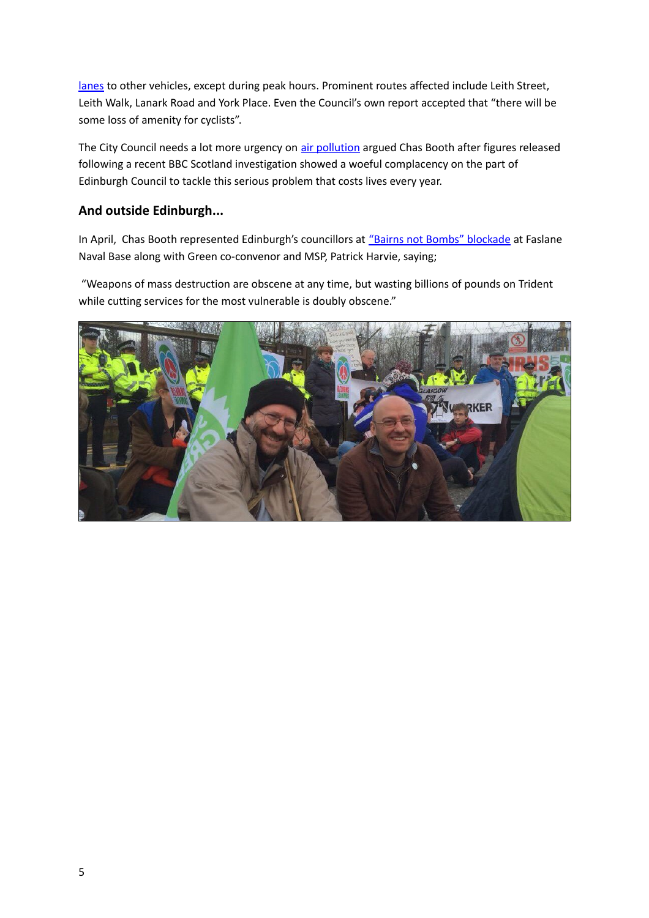lanes to other vehicles, except during peak hours. Prominent routes affected include Leith Street, Leith Walk, Lanark Road and York Place. Even the Council's own report accepted that "there will be some loss of amenity for cyclists".

The City Council needs a lot more urgency on air pollution argued Chas Booth after figures released following a recent BBC Scotland investigation showed a woeful complacency on the part of Edinburgh Council to tackle this serious problem that costs lives every year.

### And outside Edinburgh...

In April, Chas Booth represented Edinburgh's councillors at "Bairns not Bombs" blockade at Faslane Naval Base along with Green co-convenor and MSP, Patrick Harvie, saying;

"Weapons of mass destruction are obscene at any time, but wasting billions of pounds on Trident while cutting services for the most vulnerable is doubly obscene."